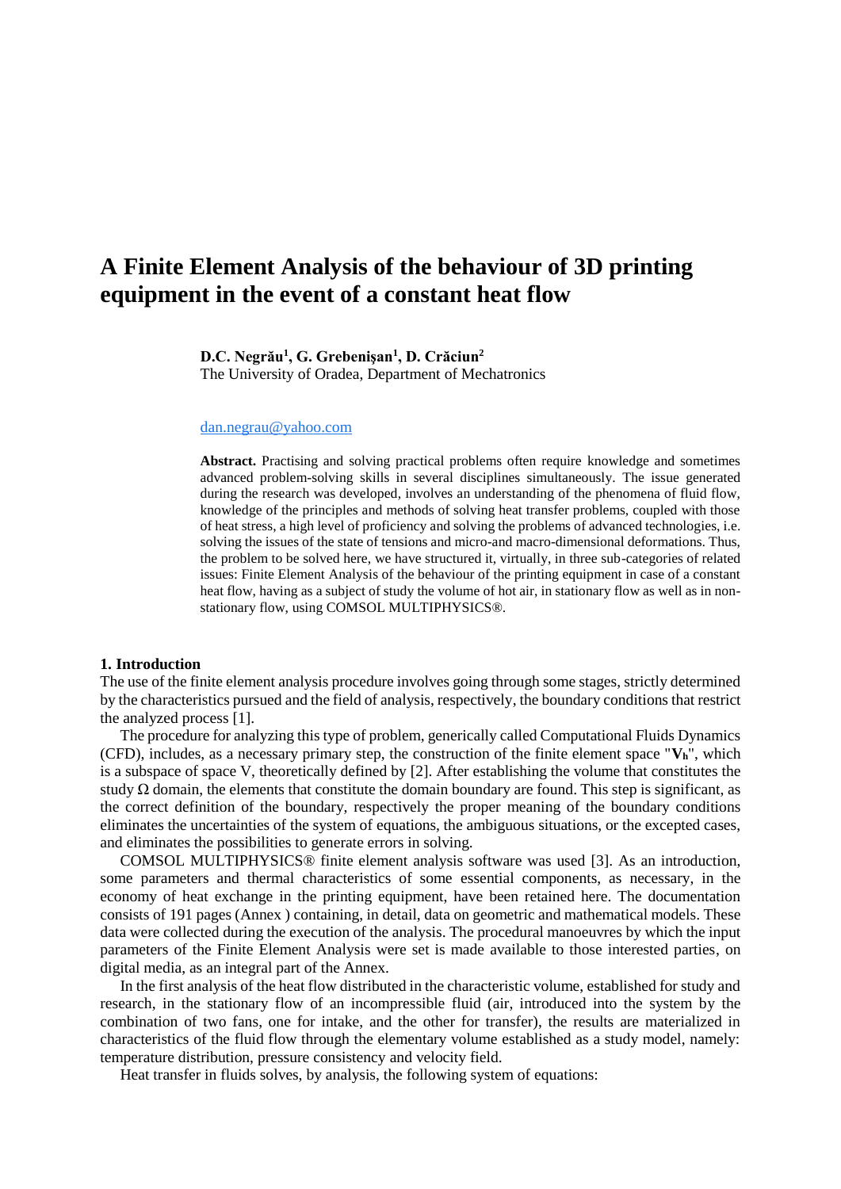# A Finite Element Analysis of the behaviour of 3D printing equipment in the event of a constant heat flow

**D.C. Negrău[1], G. Grebenişan[1], D. Crăciun[2]**
The University of Oradea, Department of Mechatronics

dan.negrau@yahoo.com

**Abstract.** Practising and solving practical problems often require knowledge and sometimes advanced problem-solving skills in several disciplines simultaneously. The issue generated during the research was developed, involves an understanding of the phenomena of fluid flow, knowledge of the principles and methods of solving heat transfer problems, coupled with those of heat stress, a high level of proficiency and solving the problems of advanced technologies, i.e. solving the issues of the state of tensions and micro-and macro-dimensional deformations. Thus, the problem to be solved here, we have structured it, virtually, in three sub-categories of related issues: Finite Element Analysis of the behaviour of the printing equipment in case of a constant heat flow, having as a subject of study the volume of hot air, in stationary flow as well as in non-stationary flow, using COMSOL MULTIPHYSICS®.

## 1. Introduction

The use of the finite element analysis procedure involves going through some stages, strictly determined by the characteristics pursued and the field of analysis, respectively, the boundary conditions that restrict the analyzed process [1].

The procedure for analyzing this type of problem, generically called Computational Fluids Dynamics (CFD), includes, as a necessary primary step, the construction of the finite element space "$\mathbf{V_h}$", which is a subspace of space V, theoretically defined by [2]. After establishing the volume that constitutes the study $\Omega$ domain, the elements that constitute the domain boundary are found. This step is significant, as the correct definition of the boundary, respectively the proper meaning of the boundary conditions eliminates the uncertainties of the system of equations, the ambiguous situations, or the excepted cases, and eliminates the possibilities to generate errors in solving.

COMSOL MULTIPHYSICS® finite element analysis software was used [3]. As an introduction, some parameters and thermal characteristics of some essential components, as necessary, in the economy of heat exchange in the printing equipment, have been retained here. The documentation consists of 191 pages (Annex ) containing, in detail, data on geometric and mathematical models. These data were collected during the execution of the analysis. The procedural manoeuvres by which the input parameters of the Finite Element Analysis were set is made available to those interested parties, on digital media, as an integral part of the Annex.

In the first analysis of the heat flow distributed in the characteristic volume, established for study and research, in the stationary flow of an incompressible fluid (air, introduced into the system by the combination of two fans, one for intake, and the other for transfer), the results are materialized in characteristics of the fluid flow through the elementary volume established as a study model, namely: temperature distribution, pressure consistency and velocity field.

Heat transfer in fluids solves, by analysis, the following system of equations: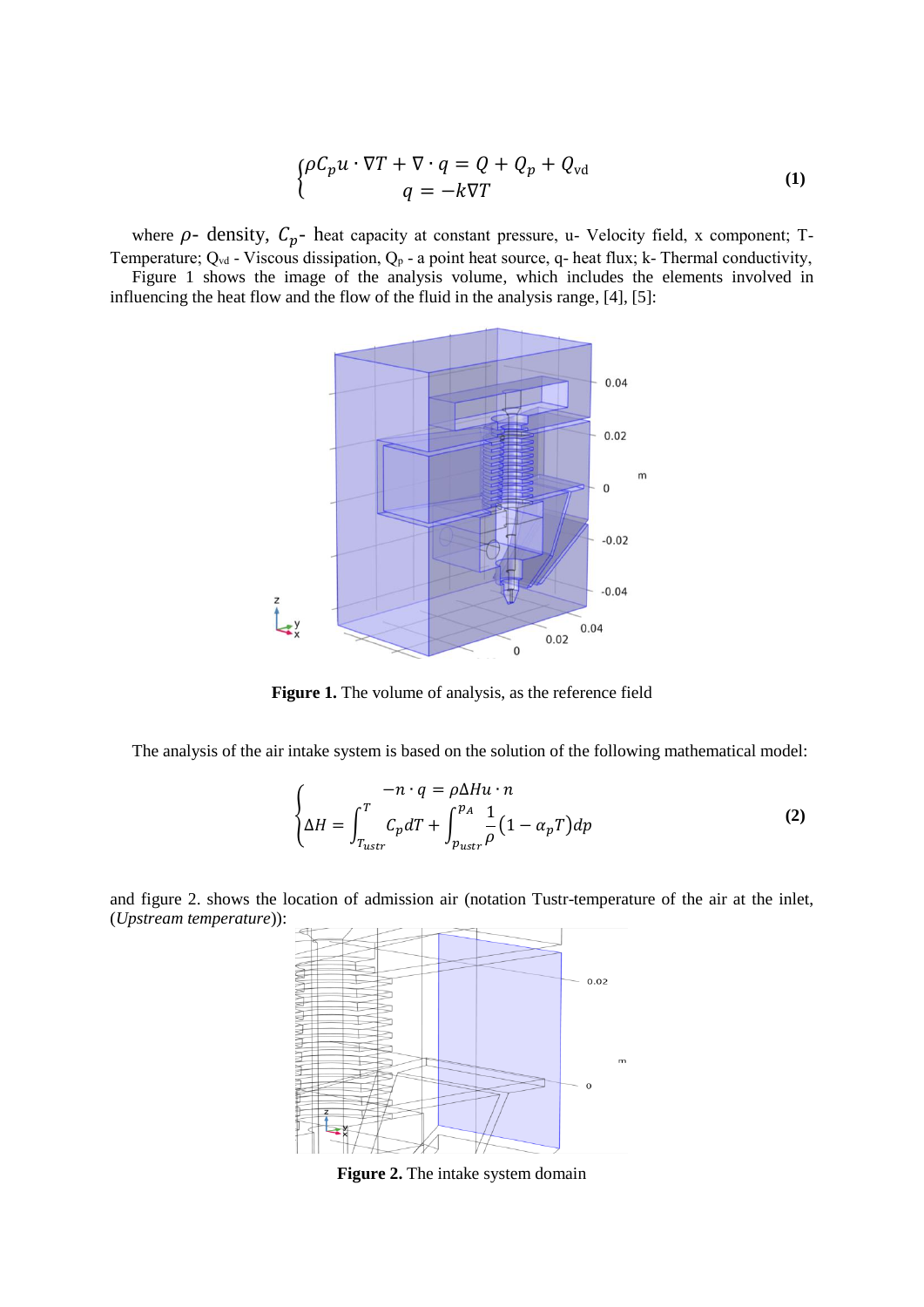$$
\begin{cases} \rho C_p u \cdot \nabla T + \nabla \cdot q = Q + Q_p + Q_{\text{vd}} \\ q = -k\nabla T \end{cases} \tag{1}
$$

where $\rho$- density, $C_p$- heat capacity at constant pressure, u- Velocity field, x component; T- Temperature; $Q_{vd}$ - Viscous dissipation, $Q_p$ - a point heat source, q- heat flux; k- Thermal conductivity,

Figure 1 shows the image of the analysis volume, which includes the elements involved in influencing the heat flow and the flow of the fluid in the analysis range, [4], [5]:

**Figure 1.** The volume of analysis, as the reference field

The analysis of the air intake system is based on the solution of the following mathematical model:

$$
\begin{cases} -n \cdot q = \rho \Delta H u \cdot n \\ \Delta H = \int_{T_{ustr}}^{T} C_p dT + \int_{p_{ustr}}^{p_A} \frac{1}{\rho}\left(1 - \alpha_p T\right) dp \end{cases} \tag{2}
$$

and figure 2. shows the location of admission air (notation Tustr-temperature of the air at the inlet, (*Upstream temperature*)):

**Figure 2.** The intake system domain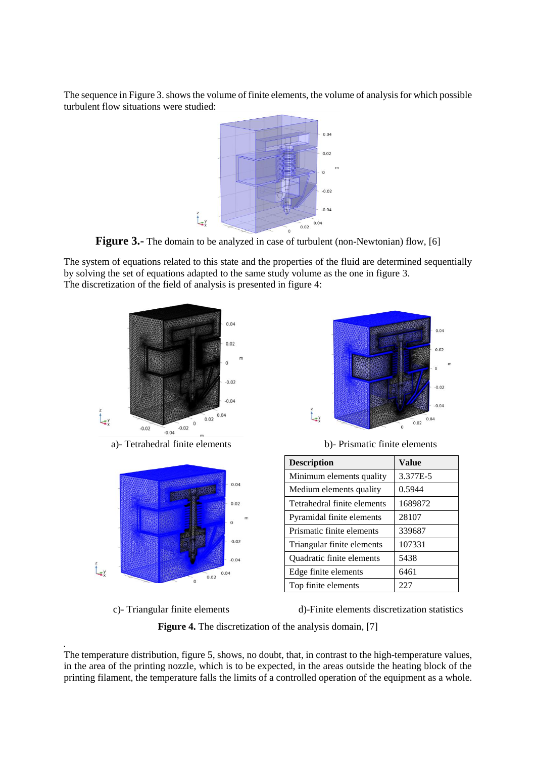The sequence in Figure 3. shows the volume of finite elements, the volume of analysis for which possible turbulent flow situations were studied:

**Figure 3.-** The domain to be analyzed in case of turbulent (non-Newtonian) flow, [6]

The system of equations related to this state and the properties of the fluid are determined sequentially by solving the set of equations adapted to the same study volume as the one in figure 3.
The discretization of the field of analysis is presented in figure 4:

a)- Tetrahedral finite elements

b)- Prismatic finite elements

| Description | Value |
|---|---|
| Minimum elements quality | 3.377E-5 |
| Medium elements quality | 0.5944 |
| Tetrahedral finite elements | 1689872 |
| Pyramidal finite elements | 28107 |
| Prismatic finite elements | 339687 |
| Triangular finite elements | 107331 |
| Quadratic finite elements | 5438 |
| Edge finite elements | 6461 |
| Top finite elements | 227 |

c)- Triangular finite elements

d)-Finite elements discretization statistics

**Figure 4.** The discretization of the analysis domain, [7]

The temperature distribution, figure 5, shows, no doubt, that, in contrast to the high-temperature values, in the area of the printing nozzle, which is to be expected, in the areas outside the heating block of the printing filament, the temperature falls the limits of a controlled operation of the equipment as a whole.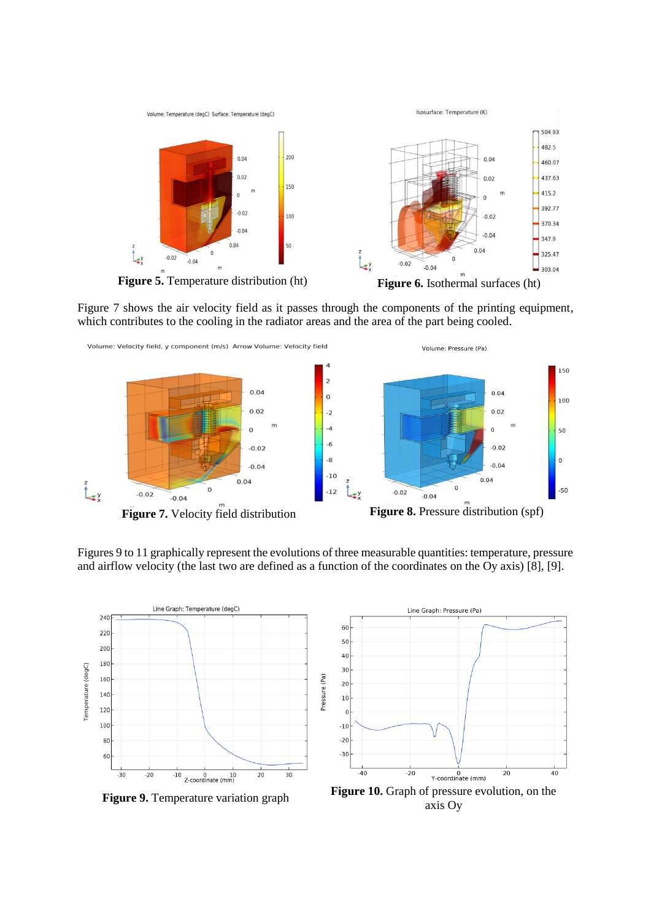**Figure 5.** Temperature distribution (ht)

**Figure 6.** Isothermal surfaces (ht)

Figure 7 shows the air velocity field as it passes through the components of the printing equipment, which contributes to the cooling in the radiator areas and the area of the part being cooled.

**Figure 7.** Velocity field distribution

**Figure 8.** Pressure distribution (spf)

Figures 9 to 11 graphically represent the evolutions of three measurable quantities: temperature, pressure and airflow velocity (the last two are defined as a function of the coordinates on the Oy axis) [8], [9].

**Figure 9.** Temperature variation graph

**Figure 10.** Graph of pressure evolution, on the axis Oy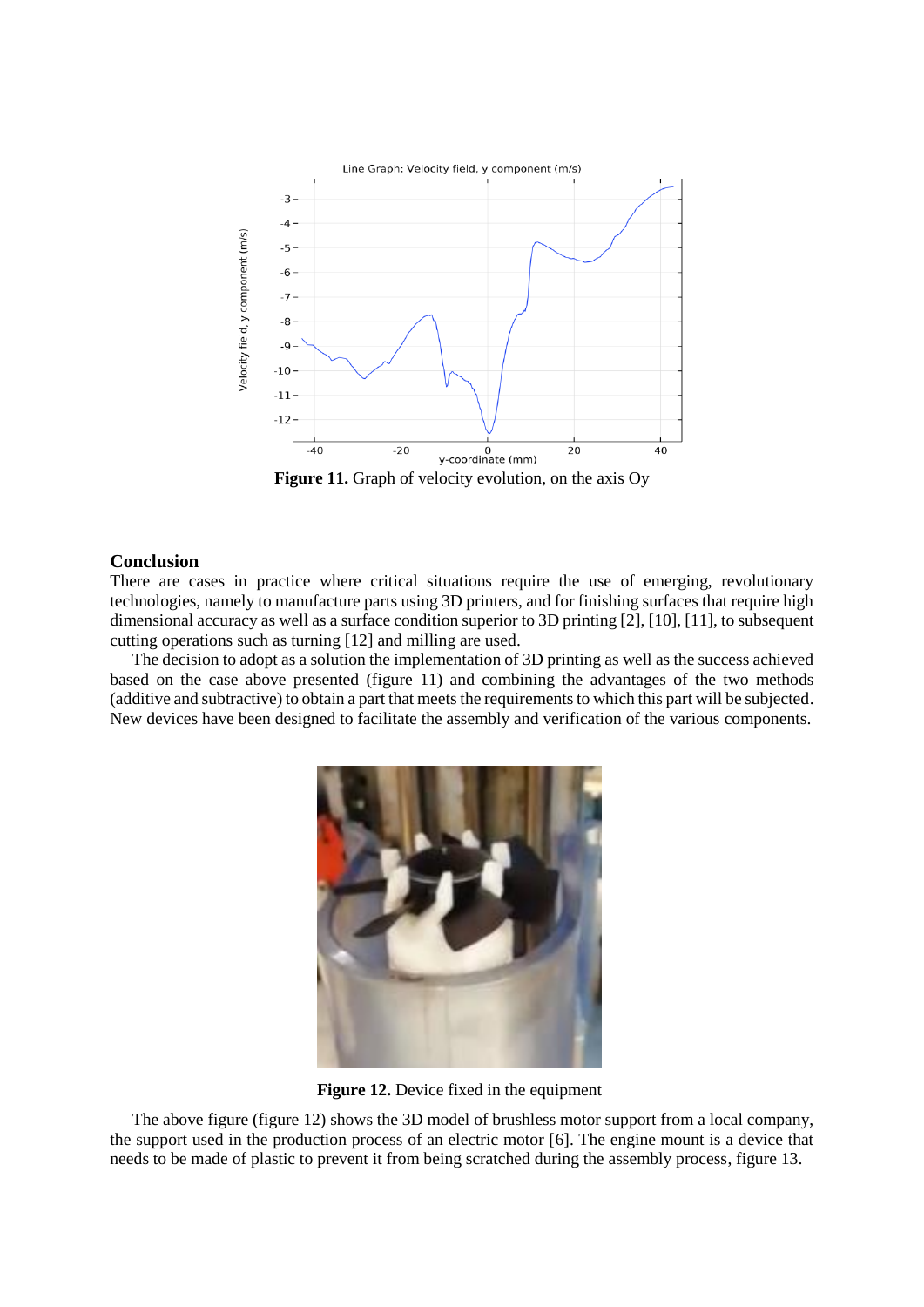Figure 11. Graph of velocity evolution, on the axis Oy

## Conclusion

There are cases in practice where critical situations require the use of emerging, revolutionary technologies, namely to manufacture parts using 3D printers, and for finishing surfaces that require high dimensional accuracy as well as a surface condition superior to 3D printing [2], [10], [11], to subsequent cutting operations such as turning [12] and milling are used.

The decision to adopt as a solution the implementation of 3D printing as well as the success achieved based on the case above presented (figure 11) and combining the advantages of the two methods (additive and subtractive) to obtain a part that meets the requirements to which this part will be subjected. New devices have been designed to facilitate the assembly and verification of the various components.

**Figure 12.** Device fixed in the equipment

The above figure (figure 12) shows the 3D model of brushless motor support from a local company, the support used in the production process of an electric motor [6]. The engine mount is a device that needs to be made of plastic to prevent it from being scratched during the assembly process, figure 13.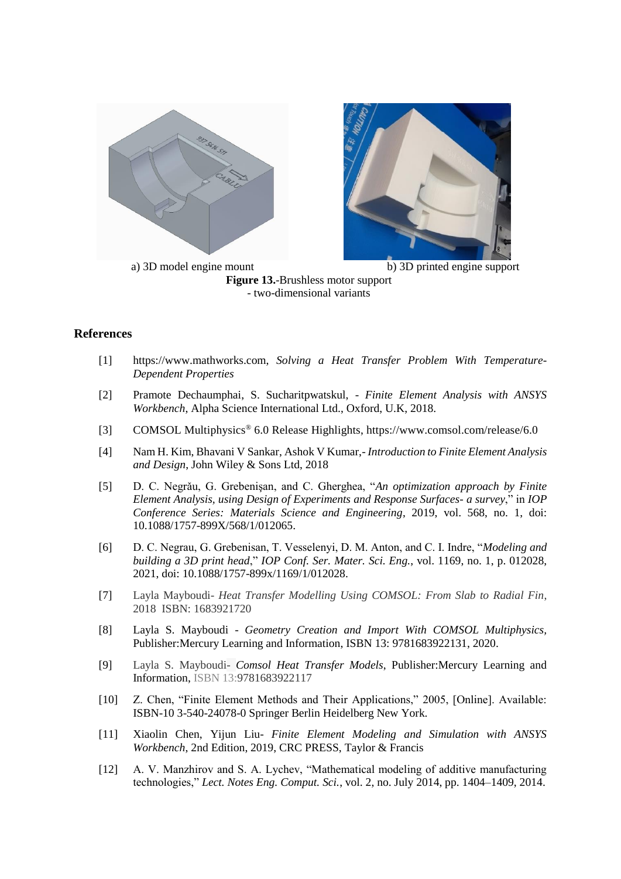a) 3D model engine mount b) 3D printed engine support

**Figure 13.**-Brushless motor support
- two-dimensional variants

## References

[1] https://www.mathworks.com, *Solving a Heat Transfer Problem With Temperature-Dependent Properties*

[2] Pramote Dechaumphai, S. Sucharitpwatskul, - *Finite Element Analysis with ANSYS Workbench*, Alpha Science International Ltd., Oxford, U.K, 2018.

[3] COMSOL Multiphysics® 6.0 Release Highlights, https://www.comsol.com/release/6.0

[4] Nam H. Kim, Bhavani V Sankar, Ashok V Kumar,- *Introduction to Finite Element Analysis and Design*, John Wiley & Sons Ltd, 2018

[5] D. C. Negrău, G. Grebenişan, and C. Gherghea, "*An optimization approach by Finite Element Analysis, using Design of Experiments and Response Surfaces- a survey*," in *IOP Conference Series: Materials Science and Engineering*, 2019, vol. 568, no. 1, doi: 10.1088/1757-899X/568/1/012065.

[6] D. C. Negrau, G. Grebenisan, T. Vesselenyi, D. M. Anton, and C. I. Indre, "*Modeling and building a 3D print head*," *IOP Conf. Ser. Mater. Sci. Eng.*, vol. 1169, no. 1, p. 012028, 2021, doi: 10.1088/1757-899x/1169/1/012028.

[7] Layla Mayboudi- *Heat Transfer Modelling Using COMSOL: From Slab to Radial Fin*, 2018 ISBN: 1683921720

[8] Layla S. Mayboudi - *Geometry Creation and Import With COMSOL Multiphysics*, Publisher:Mercury Learning and Information, ISBN 13: 9781683922131, 2020.

[9] Layla S. Mayboudi- *Comsol Heat Transfer Models*, Publisher:Mercury Learning and Information, ISBN 13:9781683922117

[10] Z. Chen, "Finite Element Methods and Their Applications," 2005, [Online]. Available: ISBN-10 3-540-24078-0 Springer Berlin Heidelberg New York.

[11] Xiaolin Chen, Yijun Liu- *Finite Element Modeling and Simulation with ANSYS Workbench*, 2nd Edition, 2019, CRC PRESS, Taylor & Francis

[12] A. V. Manzhirov and S. A. Lychev, "Mathematical modeling of additive manufacturing technologies," *Lect. Notes Eng. Comput. Sci.*, vol. 2, no. July 2014, pp. 1404–1409, 2014.